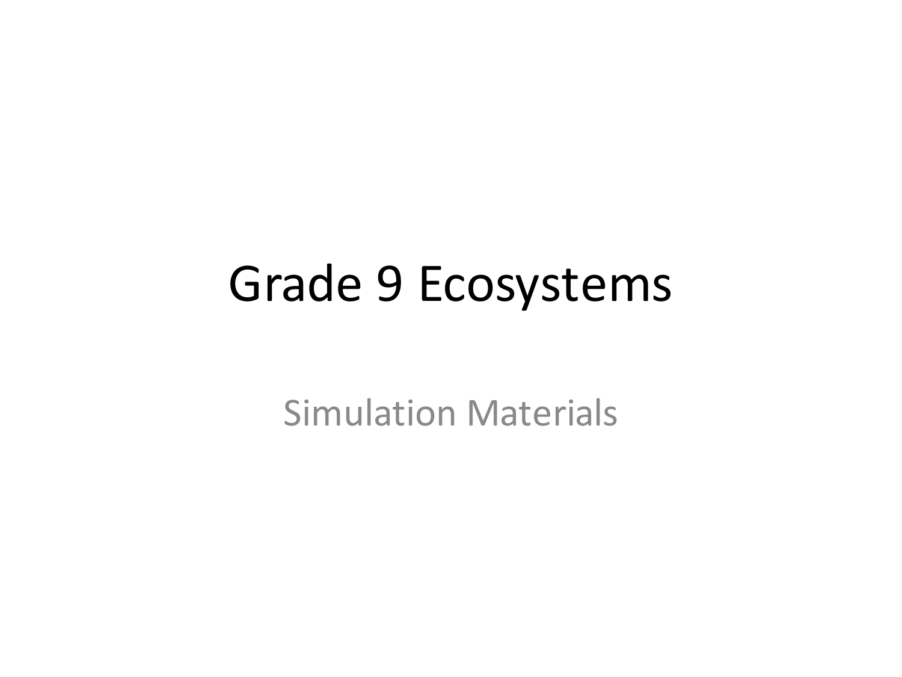# Grade 9 Ecosystems

Simulation Materials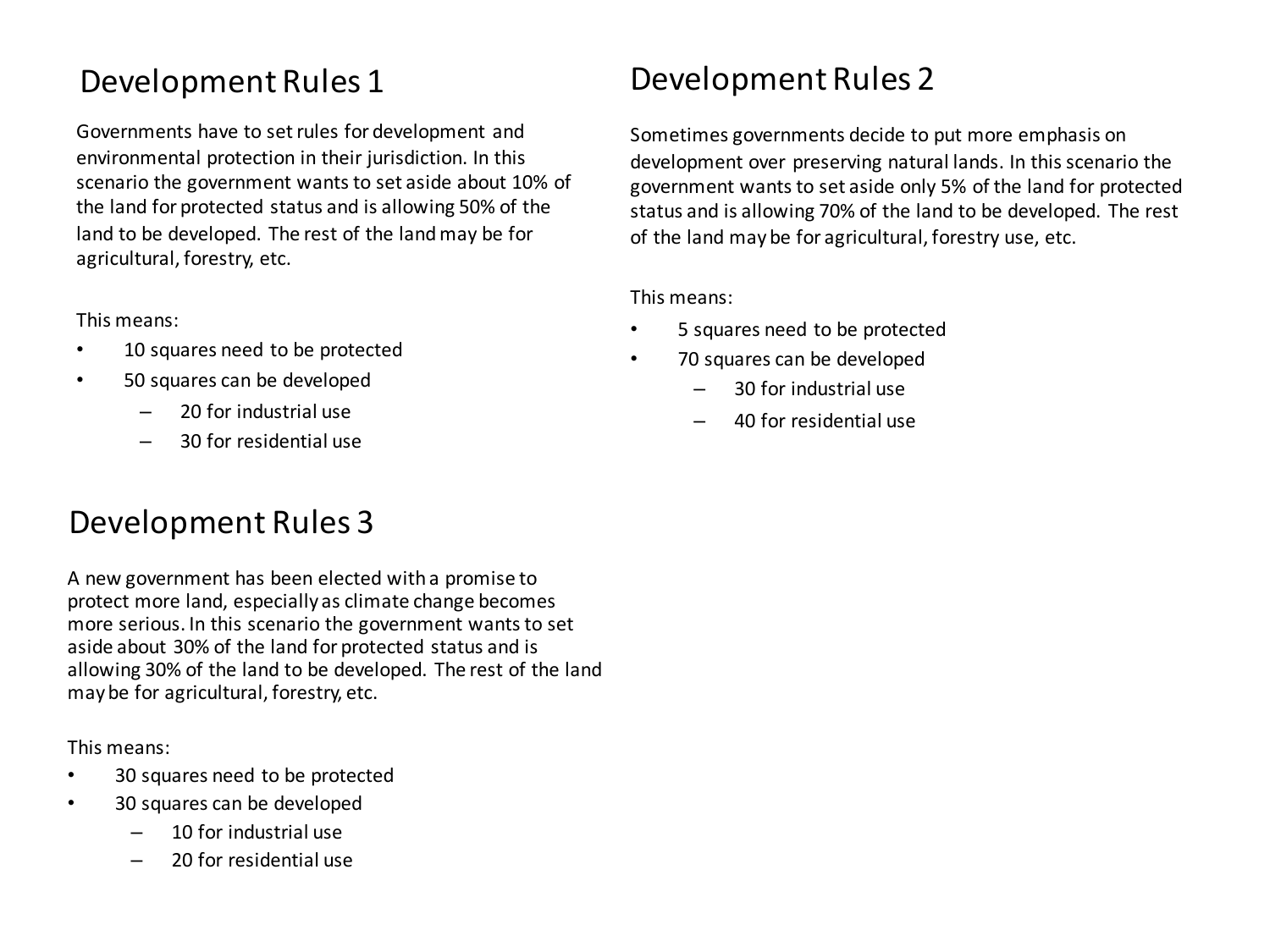## Development Rules 1

Governments have to set rules for development and environmental protection in their jurisdiction. In this scenario the government wants to set aside about 10% of the land for protected status and is allowing 50% of the land to be developed. The rest of the land may be for agricultural, forestry, etc.

This means:

- 10 squares need to be protected
- 50 squares can be developed
  - 20 for industrial use
  - 30 for residential use

## Development Rules 2

Sometimes governments decide to put more emphasis on development over preserving natural lands. In this scenario the government wants to set aside only 5% of the land for protected status and is allowing 70% of the land to be developed. The rest of the land may be for agricultural, forestry use, etc.

This means:

- 5 squares need to be protected
- 70 squares can be developed
  - 30 for industrial use
  - 40 for residential use

## Development Rules 3

A new government has been elected with a promise to protect more land, especially as climate change becomes more serious. In this scenario the government wants to set aside about 30% of the land for protected status and is allowing 30% of the land to be developed. The rest of the land may be for agricultural, forestry, etc.

This means:

- 30 squares need to be protected
- 30 squares can be developed
  - 10 for industrial use
  - 20 for residential use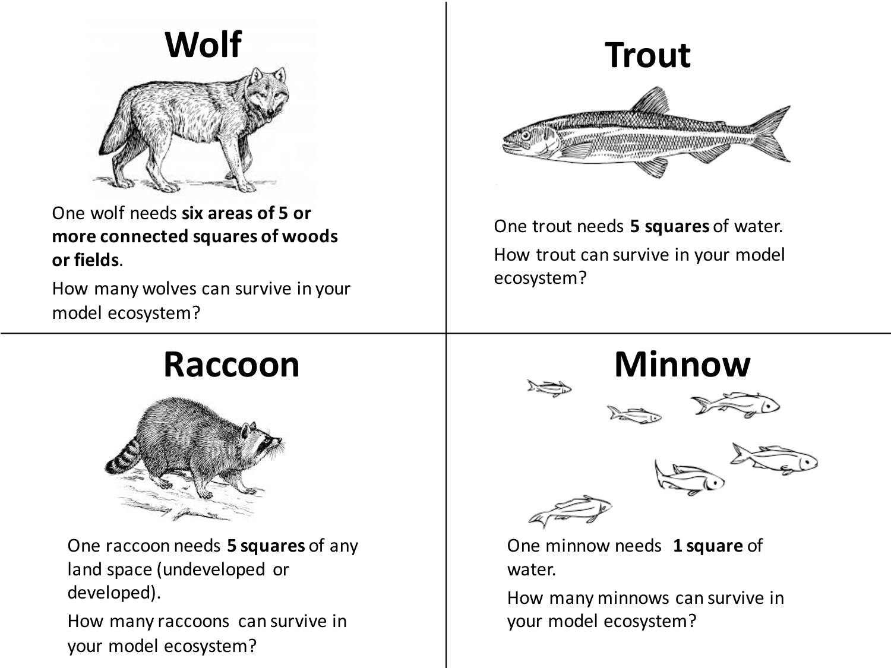## Wolf

One wolf needs **six areas of 5 or more connected squares of woods or fields**.

How many wolves can survive in your model ecosystem?

## Trout

One trout needs **5 squares** of water.

How trout can survive in your model ecosystem?

## Raccoon

One raccoon needs **5 squares** of any land space (undeveloped or developed).

How many raccoons can survive in your model ecosystem?

## Minnow

One minnow needs **1 square** of water.

How many minnows can survive in your model ecosystem?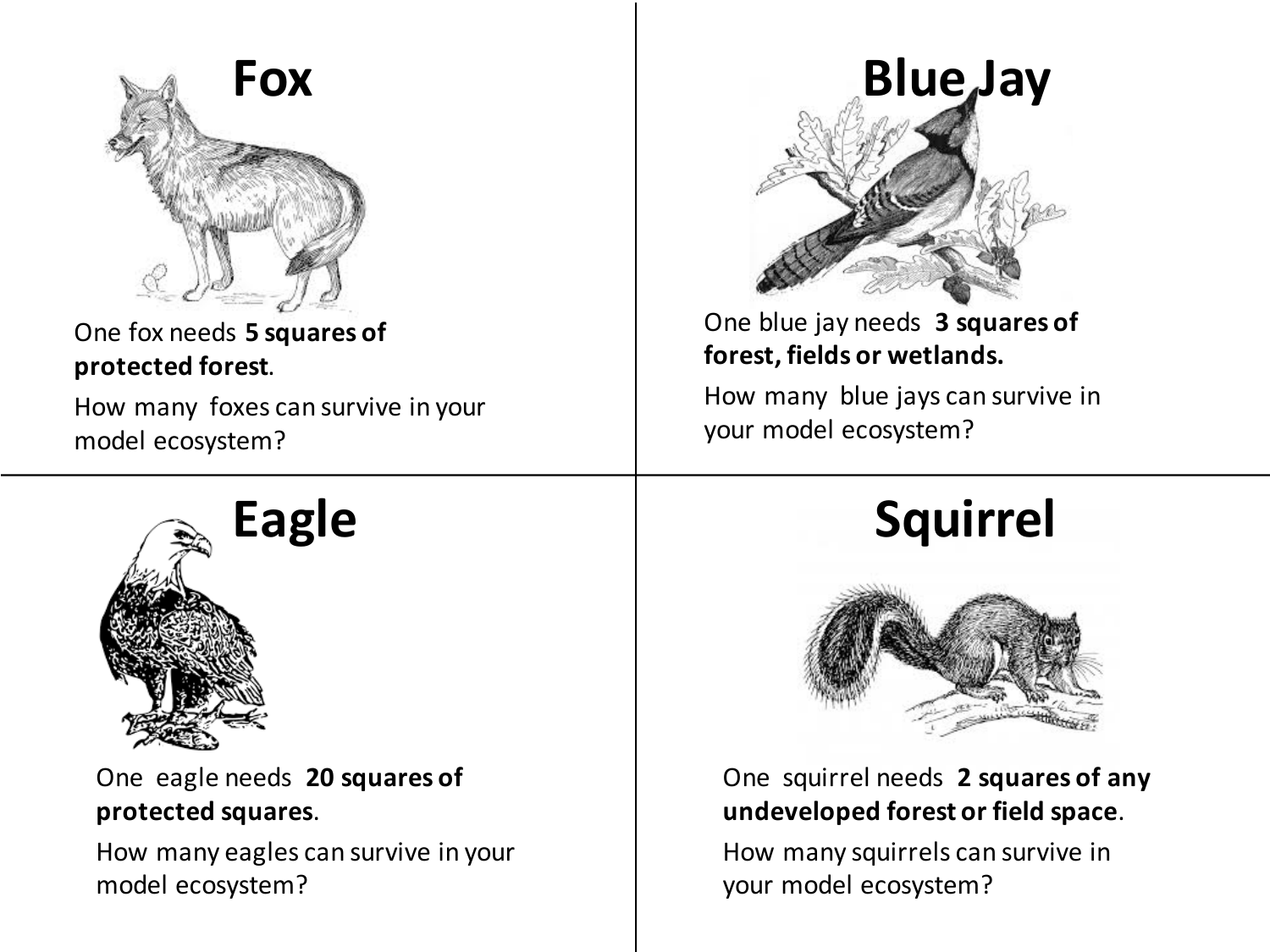## Fox

One fox needs **5 squares of protected forest**.

How many foxes can survive in your model ecosystem?

## Blue Jay

One blue jay needs **3 squares of forest, fields or wetlands.**

How many blue jays can survive in your model ecosystem?

## Eagle

One eagle needs **20 squares of protected squares**.

How many eagles can survive in your model ecosystem?

## Squirrel

One squirrel needs **2 squares of any undeveloped forest or field space**.

How many squirrels can survive in your model ecosystem?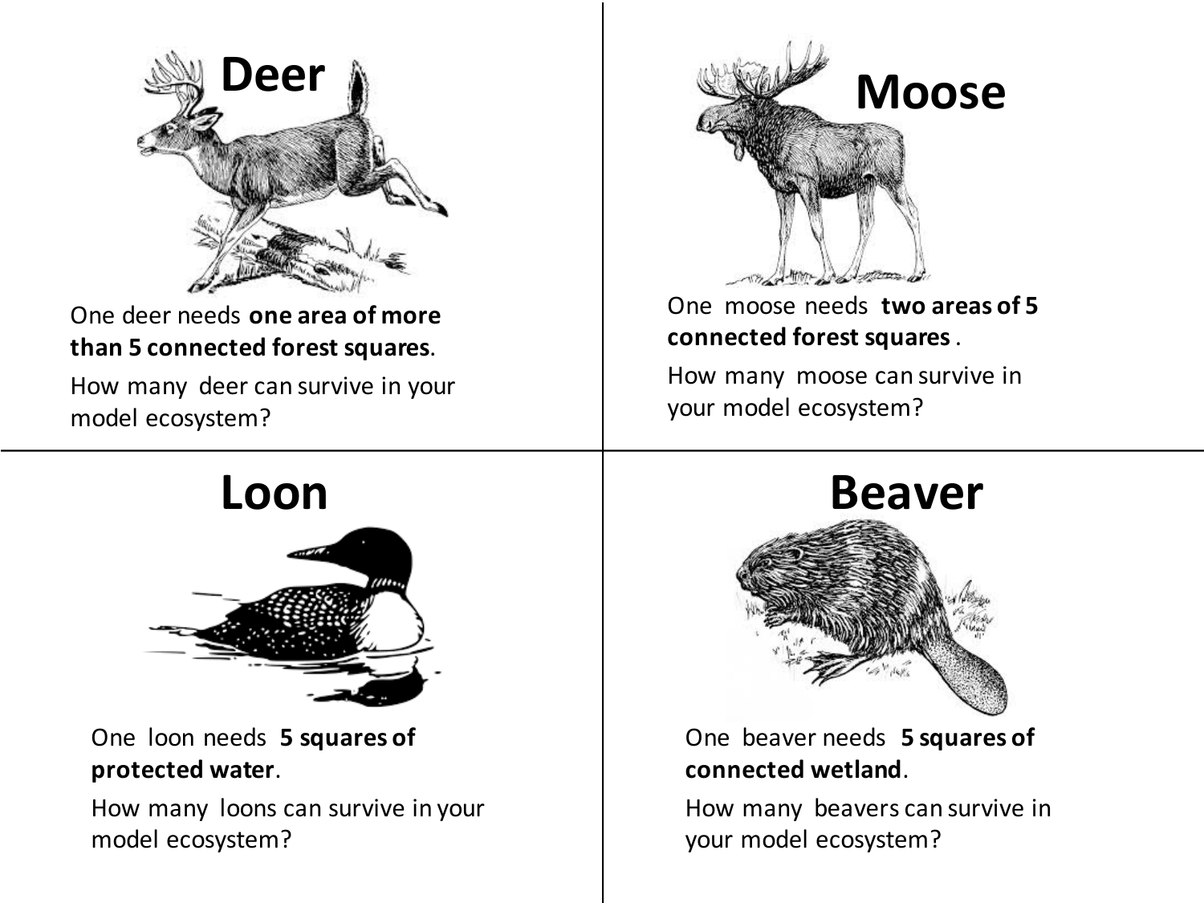## Deer

One deer needs **one area of more than 5 connected forest squares**.

How many deer can survive in your model ecosystem?

## Moose

One moose needs **two areas of 5 connected forest squares**.

How many moose can survive in your model ecosystem?

## Loon

One loon needs **5 squares of protected water**.

How many loons can survive in your model ecosystem?

## Beaver

One beaver needs **5 squares of connected wetland**.

How many beavers can survive in your model ecosystem?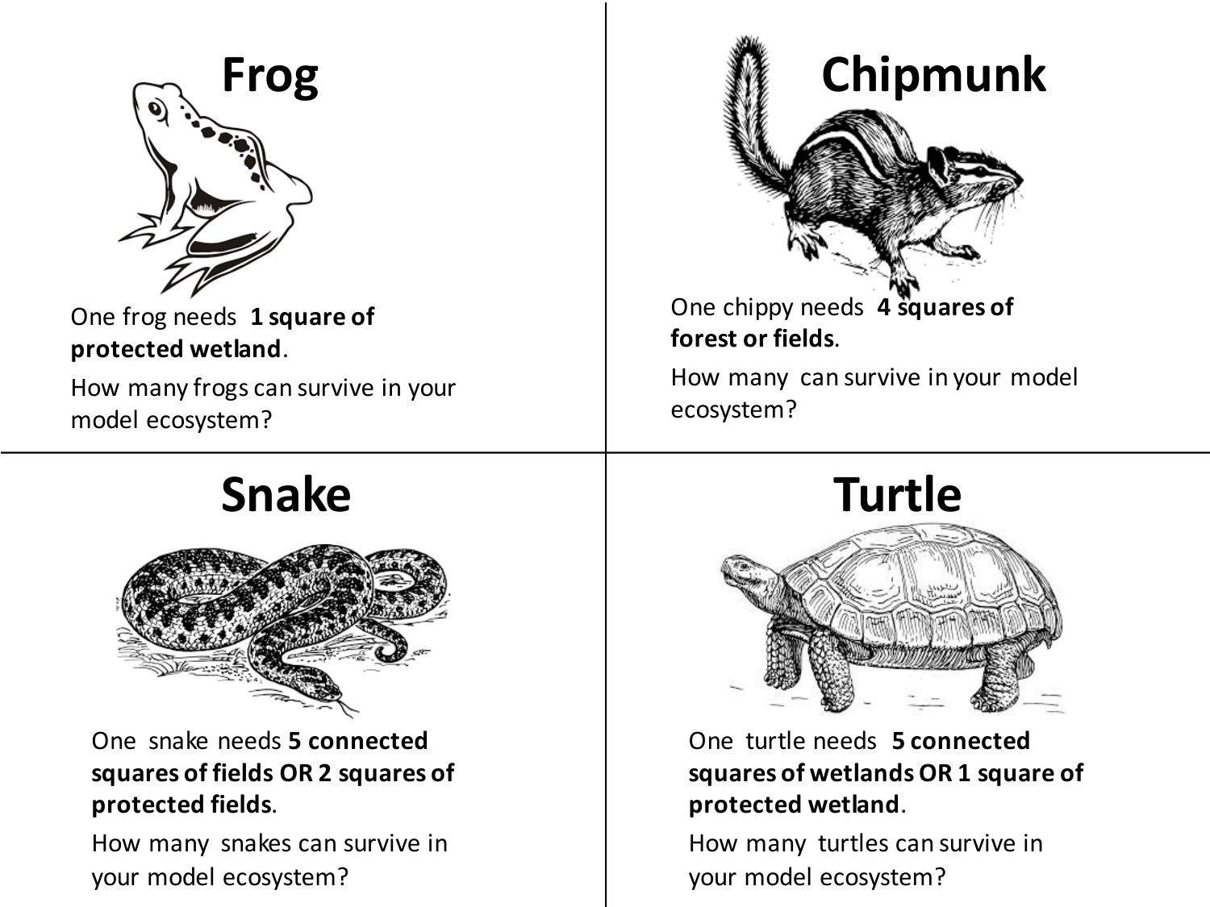## Frog

One frog needs **1 square of protected wetland**.

How many frogs can survive in your model ecosystem?

## Chipmunk

One chippy needs **4 squares of forest or fields**.

How many can survive in your model ecosystem?

## Snake

One snake needs **5 connected squares of fields OR 2 squares of protected fields**.

How many snakes can survive in your model ecosystem?

## Turtle

One turtle needs **5 connected squares of wetlands OR 1 square of protected wetland**.

How many turtles can survive in your model ecosystem?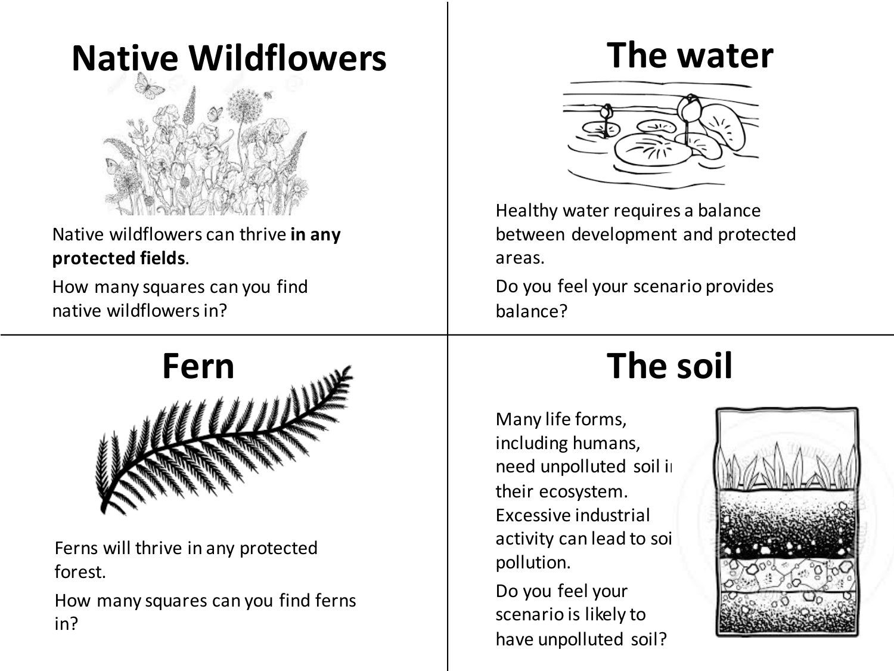## Native Wildflowers

Native wildflowers can thrive **in any protected fields**.

How many squares can you find native wildflowers in?

## The water

Healthy water requires a balance between development and protected areas.

Do you feel your scenario provides balance?

## Fern

Ferns will thrive in any protected forest.

How many squares can you find ferns in?

## The soil

Many life forms, including humans, need unpolluted soil in their ecosystem. Excessive industrial activity can lead to soil pollution.

Do you feel your scenario is likely to have unpolluted soil?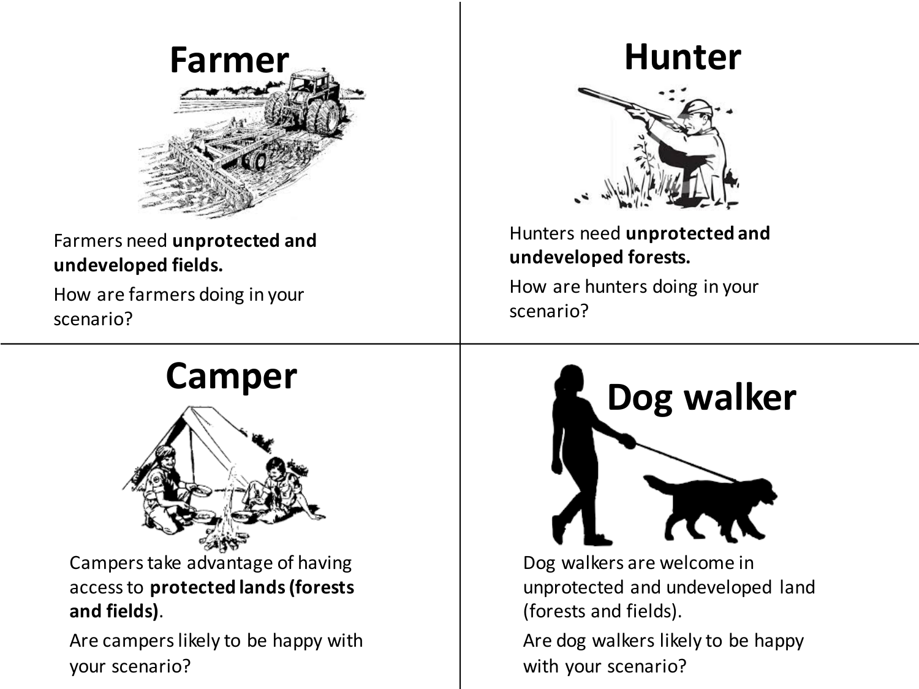# Farmer

Farmers need **unprotected and undeveloped fields.**

How are farmers doing in your scenario?

# Hunter

Hunters need **unprotected and undeveloped forests.**

How are hunters doing in your scenario?

# Camper

Campers take advantage of having access to **protected lands (forests and fields)**.

Are campers likely to be happy with your scenario?

# Dog walker

Dog walkers are welcome in unprotected and undeveloped land (forests and fields).

Are dog walkers likely to be happy with your scenario?